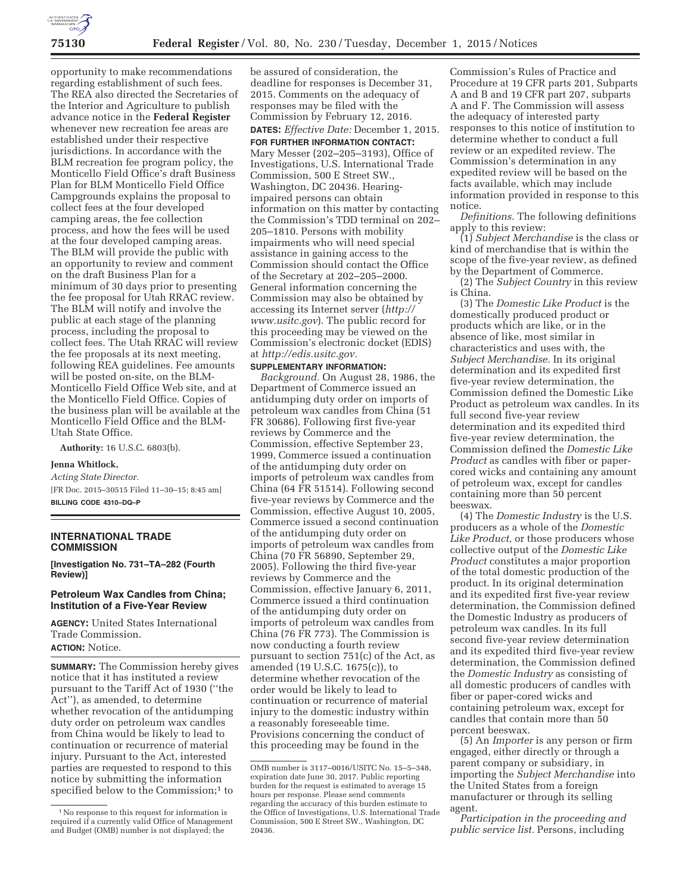opportunity to make recommendations regarding establishment of such fees. The REA also directed the Secretaries of the Interior and Agriculture to publish advance notice in the **Federal Register** whenever new recreation fee areas are established under their respective jurisdictions. In accordance with the BLM recreation fee program policy, the Monticello Field Office's draft Business Plan for BLM Monticello Field Office Campgrounds explains the proposal to collect fees at the four developed camping areas, the fee collection process, and how the fees will be used at the four developed camping areas. The BLM will provide the public with an opportunity to review and comment on the draft Business Plan for a minimum of 30 days prior to presenting the fee proposal for Utah RRAC review. The BLM will notify and involve the public at each stage of the planning process, including the proposal to collect fees. The Utah RRAC will review the fee proposals at its next meeting, following REA guidelines. Fee amounts will be posted on-site, on the BLM-Monticello Field Office Web site, and at the Monticello Field Office. Copies of the business plan will be available at the Monticello Field Office and the BLM-Utah State Office.

**Authority:** 16 U.S.C. 6803(b).

**Jenna Whitlock,**

*Acting State Director.*

[FR Doc. 2015–30515 Filed 11–30–15; 8:45 am]

**BILLING CODE 4310–DQ–P**

## INTERNATIONAL TRADE COMMISSION

**[Investigation No. 731–TA–282 (Fourth Review)]**

### Petroleum Wax Candles from China; Institution of a Five-Year Review

**AGENCY:** United States International Trade Commission.

**ACTION:** Notice.

**SUMMARY:** The Commission hereby gives notice that it has instituted a review pursuant to the Tariff Act of 1930 (''the Act''), as amended, to determine whether revocation of the antidumping duty order on petroleum wax candles from China would be likely to lead to continuation or recurrence of material injury. Pursuant to the Act, interested parties are requested to respond to this notice by submitting the information specified below to the Commission;[1] to be assured of consideration, the deadline for responses is December 31, 2015. Comments on the adequacy of responses may be filed with the Commission by February 12, 2016.

**DATES:** *Effective Date:* December 1, 2015.

**FOR FURTHER INFORMATION CONTACT:** Mary Messer (202–205–3193), Office of Investigations, U.S. International Trade Commission, 500 E Street SW., Washington, DC 20436. Hearing-impaired persons can obtain information on this matter by contacting the Commission's TDD terminal on 202–205–1810. Persons with mobility impairments who will need special assistance in gaining access to the Commission should contact the Office of the Secretary at 202–205–2000. General information concerning the Commission may also be obtained by accessing its Internet server (*http://www.usitc.gov*). The public record for this proceeding may be viewed on the Commission's electronic docket (EDIS) at *http://edis.usitc.gov.*

**SUPPLEMENTARY INFORMATION:**

*Background.* On August 28, 1986, the Department of Commerce issued an antidumping duty order on imports of petroleum wax candles from China (51 FR 30686). Following first five-year reviews by Commerce and the Commission, effective September 23, 1999, Commerce issued a continuation of the antidumping duty order on imports of petroleum wax candles from China (64 FR 51514). Following second five-year reviews by Commerce and the Commission, effective August 10, 2005, Commerce issued a second continuation of the antidumping duty order on imports of petroleum wax candles from China (70 FR 56890, September 29, 2005). Following the third five-year reviews by Commerce and the Commission, effective January 6, 2011, Commerce issued a third continuation of the antidumping duty order on imports of petroleum wax candles from China (76 FR 773). The Commission is now conducting a fourth review pursuant to section 751(c) of the Act, as amended (19 U.S.C. 1675(c)), to determine whether revocation of the order would be likely to lead to continuation or recurrence of material injury to the domestic industry within a reasonably foreseeable time. Provisions concerning the conduct of this proceeding may be found in the Commission's Rules of Practice and Procedure at 19 CFR parts 201, Subparts A and B and 19 CFR part 207, subparts A and F. The Commission will assess the adequacy of interested party responses to this notice of institution to determine whether to conduct a full review or an expedited review. The Commission's determination in any expedited review will be based on the facts available, which may include information provided in response to this notice.

*Definitions.* The following definitions apply to this review:

(1) *Subject Merchandise* is the class or kind of merchandise that is within the scope of the five-year review, as defined by the Department of Commerce.

(2) The *Subject Country* in this review is China.

(3) The *Domestic Like Product* is the domestically produced product or products which are like, or in the absence of like, most similar in characteristics and uses with, the *Subject Merchandise.* In its original determination and its expedited first five-year review determination, the Commission defined the Domestic Like Product as petroleum wax candles. In its full second five-year review determination and its expedited third five-year review determination, the Commission defined the *Domestic Like Product* as candles with fiber or paper-cored wicks and containing any amount of petroleum wax, except for candles containing more than 50 percent beeswax.

(4) The *Domestic Industry* is the U.S. producers as a whole of the *Domestic Like Product,* or those producers whose collective output of the *Domestic Like Product* constitutes a major proportion of the total domestic production of the product. In its original determination and its expedited first five-year review determination, the Commission defined the Domestic Industry as producers of petroleum wax candles. In its full second five-year review determination and its expedited third five-year review determination, the Commission defined the *Domestic Industry* as consisting of all domestic producers of candles with fiber or paper-cored wicks and containing petroleum wax, except for candles that contain more than 50 percent beeswax.

(5) An *Importer* is any person or firm engaged, either directly or through a parent company or subsidiary, in importing the *Subject Merchandise* into the United States from a foreign manufacturer or through its selling agent.

*Participation in the proceeding and public service list.* Persons, including

[1] No response to this request for information is required if a currently valid Office of Management and Budget (OMB) number is not displayed; the OMB number is 3117–0016/USITC No. 15–5–348, expiration date June 30, 2017. Public reporting burden for the request is estimated to average 15 hours per response. Please send comments regarding the accuracy of this burden estimate to the Office of Investigations, U.S. International Trade Commission, 500 E Street SW., Washington, DC 20436.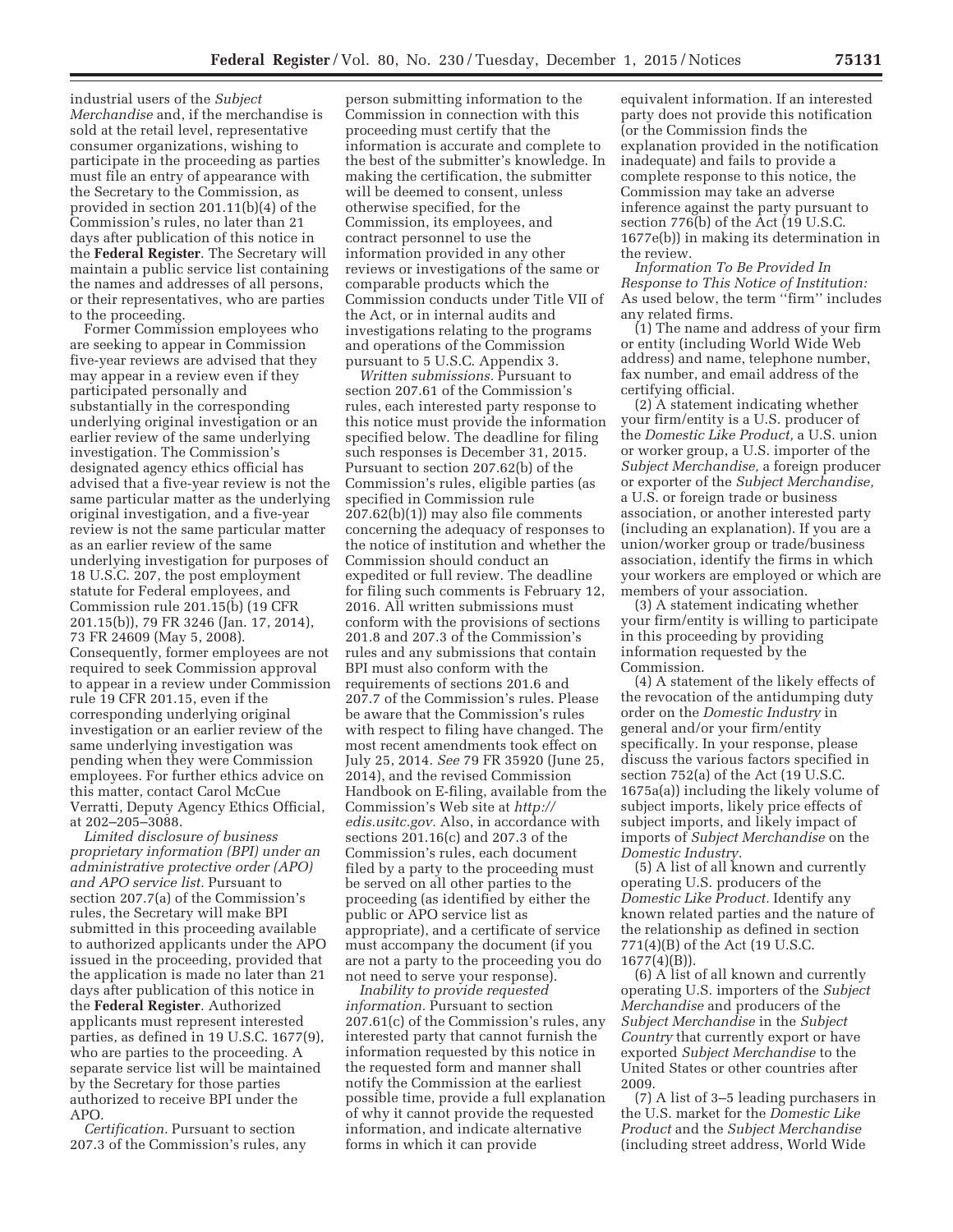industrial users of the *Subject Merchandise* and, if the merchandise is sold at the retail level, representative consumer organizations, wishing to participate in the proceeding as parties must file an entry of appearance with the Secretary to the Commission, as provided in section 201.11(b)(4) of the Commission's rules, no later than 21 days after publication of this notice in the **Federal Register**. The Secretary will maintain a public service list containing the names and addresses of all persons, or their representatives, who are parties to the proceeding.

Former Commission employees who are seeking to appear in Commission five-year reviews are advised that they may appear in a review even if they participated personally and substantially in the corresponding underlying original investigation or an earlier review of the same underlying investigation. The Commission's designated agency ethics official has advised that a five-year review is not the same particular matter as the underlying original investigation, and a five-year review is not the same particular matter as an earlier review of the same underlying investigation for purposes of 18 U.S.C. 207, the post employment statute for Federal employees, and Commission rule 201.15(b) (19 CFR 201.15(b)), 79 FR 3246 (Jan. 17, 2014), 73 FR 24609 (May 5, 2008). Consequently, former employees are not required to seek Commission approval to appear in a review under Commission rule 19 CFR 201.15, even if the corresponding underlying original investigation or an earlier review of the same underlying investigation was pending when they were Commission employees. For further ethics advice on this matter, contact Carol McCue Verratti, Deputy Agency Ethics Official, at 202–205–3088.

*Limited disclosure of business proprietary information (BPI) under an administrative protective order (APO) and APO service list.* Pursuant to section 207.7(a) of the Commission's rules, the Secretary will make BPI submitted in this proceeding available to authorized applicants under the APO issued in the proceeding, provided that the application is made no later than 21 days after publication of this notice in the **Federal Register**. Authorized applicants must represent interested parties, as defined in 19 U.S.C. 1677(9), who are parties to the proceeding. A separate service list will be maintained by the Secretary for those parties authorized to receive BPI under the APO.

*Certification.* Pursuant to section 207.3 of the Commission's rules, any person submitting information to the Commission in connection with this proceeding must certify that the information is accurate and complete to the best of the submitter's knowledge. In making the certification, the submitter will be deemed to consent, unless otherwise specified, for the Commission, its employees, and contract personnel to use the information provided in any other reviews or investigations of the same or comparable products which the Commission conducts under Title VII of the Act, or in internal audits and investigations relating to the programs and operations of the Commission pursuant to 5 U.S.C. Appendix 3.

*Written submissions.* Pursuant to section 207.61 of the Commission's rules, each interested party response to this notice must provide the information specified below. The deadline for filing such responses is December 31, 2015. Pursuant to section 207.62(b) of the Commission's rules, eligible parties (as specified in Commission rule 207.62(b)(1)) may also file comments concerning the adequacy of responses to the notice of institution and whether the Commission should conduct an expedited or full review. The deadline for filing such comments is February 12, 2016. All written submissions must conform with the provisions of sections 201.8 and 207.3 of the Commission's rules and any submissions that contain BPI must also conform with the requirements of sections 201.6 and 207.7 of the Commission's rules. Please be aware that the Commission's rules with respect to filing have changed. The most recent amendments took effect on July 25, 2014. *See* 79 FR 35920 (June 25, 2014), and the revised Commission Handbook on E-filing, available from the Commission's Web site at *http://edis.usitc.gov.* Also, in accordance with sections 201.16(c) and 207.3 of the Commission's rules, each document filed by a party to the proceeding must be served on all other parties to the proceeding (as identified by either the public or APO service list as appropriate), and a certificate of service must accompany the document (if you are not a party to the proceeding you do not need to serve your response).

*Inability to provide requested information.* Pursuant to section 207.61(c) of the Commission's rules, any interested party that cannot furnish the information requested by this notice in the requested form and manner shall notify the Commission at the earliest possible time, provide a full explanation of why it cannot provide the requested information, and indicate alternative forms in which it can provide equivalent information. If an interested party does not provide this notification (or the Commission finds the explanation provided in the notification inadequate) and fails to provide a complete response to this notice, the Commission may take an adverse inference against the party pursuant to section 776(b) of the Act (19 U.S.C. 1677e(b)) in making its determination in the review.

*Information To Be Provided In Response to This Notice of Institution:* As used below, the term "firm" includes any related firms.

(1) The name and address of your firm or entity (including World Wide Web address) and name, telephone number, fax number, and email address of the certifying official.

(2) A statement indicating whether your firm/entity is a U.S. producer of the *Domestic Like Product,* a U.S. union or worker group, a U.S. importer of the *Subject Merchandise,* a foreign producer or exporter of the *Subject Merchandise,* a U.S. or foreign trade or business association, or another interested party (including an explanation). If you are a union/worker group or trade/business association, identify the firms in which your workers are employed or which are members of your association.

(3) A statement indicating whether your firm/entity is willing to participate in this proceeding by providing information requested by the Commission.

(4) A statement of the likely effects of the revocation of the antidumping duty order on the *Domestic Industry* in general and/or your firm/entity specifically. In your response, please discuss the various factors specified in section 752(a) of the Act (19 U.S.C. 1675a(a)) including the likely volume of subject imports, likely price effects of subject imports, and likely impact of imports of *Subject Merchandise* on the *Domestic Industry.*

(5) A list of all known and currently operating U.S. producers of the *Domestic Like Product.* Identify any known related parties and the nature of the relationship as defined in section 771(4)(B) of the Act (19 U.S.C. 1677(4)(B)).

(6) A list of all known and currently operating U.S. importers of the *Subject Merchandise* and producers of the *Subject Merchandise* in the *Subject Country* that currently export or have exported *Subject Merchandise* to the United States or other countries after 2009.

(7) A list of 3–5 leading purchasers in the U.S. market for the *Domestic Like Product* and the *Subject Merchandise* (including street address, World Wide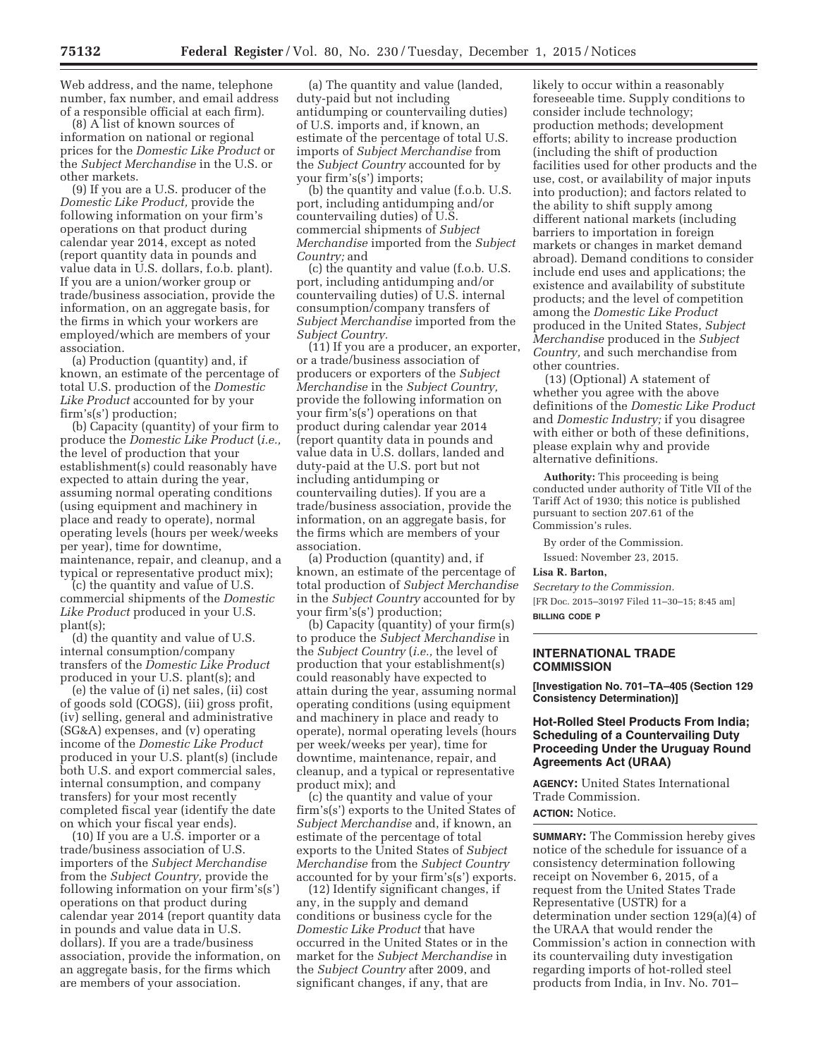Web address, and the name, telephone number, fax number, and email address of a responsible official at each firm).

(8) A list of known sources of information on national or regional prices for the *Domestic Like Product* or the *Subject Merchandise* in the U.S. or other markets.

(9) If you are a U.S. producer of the *Domestic Like Product,* provide the following information on your firm's operations on that product during calendar year 2014, except as noted (report quantity data in pounds and value data in U.S. dollars, f.o.b. plant). If you are a union/worker group or trade/business association, provide the information, on an aggregate basis, for the firms in which your workers are employed/which are members of your association.

(a) Production (quantity) and, if known, an estimate of the percentage of total U.S. production of the *Domestic Like Product* accounted for by your firm's(s') production;

(b) Capacity (quantity) of your firm to produce the *Domestic Like Product* (*i.e.,* the level of production that your establishment(s) could reasonably have expected to attain during the year, assuming normal operating conditions (using equipment and machinery in place and ready to operate), normal operating levels (hours per week/weeks per year), time for downtime, maintenance, repair, and cleanup, and a typical or representative product mix);

(c) the quantity and value of U.S. commercial shipments of the *Domestic Like Product* produced in your U.S. plant(s);

(d) the quantity and value of U.S. internal consumption/company transfers of the *Domestic Like Product* produced in your U.S. plant(s); and

(e) the value of (i) net sales, (ii) cost of goods sold (COGS), (iii) gross profit, (iv) selling, general and administrative (SG&A) expenses, and (v) operating income of the *Domestic Like Product* produced in your U.S. plant(s) (include both U.S. and export commercial sales, internal consumption, and company transfers) for your most recently completed fiscal year (identify the date on which your fiscal year ends).

(10) If you are a U.S. importer or a trade/business association of U.S. importers of the *Subject Merchandise* from the *Subject Country,* provide the following information on your firm's(s') operations on that product during calendar year 2014 (report quantity data in pounds and value data in U.S. dollars). If you are a trade/business association, provide the information, on an aggregate basis, for the firms which are members of your association.

(a) The quantity and value (landed, duty-paid but not including antidumping or countervailing duties) of U.S. imports and, if known, an estimate of the percentage of total U.S. imports of *Subject Merchandise* from the *Subject Country* accounted for by your firm's(s') imports;

(b) the quantity and value (f.o.b. U.S. port, including antidumping and/or countervailing duties) of U.S. commercial shipments of *Subject Merchandise* imported from the *Subject Country;* and

(c) the quantity and value (f.o.b. U.S. port, including antidumping and/or countervailing duties) of U.S. internal consumption/company transfers of *Subject Merchandise* imported from the *Subject Country.*

(11) If you are a producer, an exporter, or a trade/business association of producers or exporters of the *Subject Merchandise* in the *Subject Country,* provide the following information on your firm's(s') operations on that product during calendar year 2014 (report quantity data in pounds and value data in U.S. dollars, landed and duty-paid at the U.S. port but not including antidumping or countervailing duties). If you are a trade/business association, provide the information, on an aggregate basis, for the firms which are members of your association.

(a) Production (quantity) and, if known, an estimate of the percentage of total production of *Subject Merchandise* in the *Subject Country* accounted for by your firm's(s') production;

(b) Capacity (quantity) of your firm(s) to produce the *Subject Merchandise* in the *Subject Country* (*i.e.,* the level of production that your establishment(s) could reasonably have expected to attain during the year, assuming normal operating conditions (using equipment and machinery in place and ready to operate), normal operating levels (hours per week/weeks per year), time for downtime, maintenance, repair, and cleanup, and a typical or representative product mix); and

(c) the quantity and value of your firm's(s') exports to the United States of *Subject Merchandise* and, if known, an estimate of the percentage of total exports to the United States of *Subject Merchandise* from the *Subject Country* accounted for by your firm's(s') exports.

(12) Identify significant changes, if any, in the supply and demand conditions or business cycle for the *Domestic Like Product* that have occurred in the United States or in the market for the *Subject Merchandise* in the *Subject Country* after 2009, and significant changes, if any, that are likely to occur within a reasonably foreseeable time. Supply conditions to consider include technology; production methods; development efforts; ability to increase production (including the shift of production facilities used for other products and the use, cost, or availability of major inputs into production); and factors related to the ability to shift supply among different national markets (including barriers to importation in foreign markets or changes in market demand abroad). Demand conditions to consider include end uses and applications; the existence and availability of substitute products; and the level of competition among the *Domestic Like Product* produced in the United States, *Subject Merchandise* produced in the *Subject Country,* and such merchandise from other countries.

(13) (Optional) A statement of whether you agree with the above definitions of the *Domestic Like Product* and *Domestic Industry;* if you disagree with either or both of these definitions, please explain why and provide alternative definitions.

**Authority:** This proceeding is being conducted under authority of Title VII of the Tariff Act of 1930; this notice is published pursuant to section 207.61 of the Commission's rules.

By order of the Commission.

Issued: November 23, 2015.

**Lisa R. Barton,**

*Secretary to the Commission.*

[FR Doc. 2015–30197 Filed 11–30–15; 8:45 am]

**BILLING CODE P**

---

## INTERNATIONAL TRADE COMMISSION

**[Investigation No. 701–TA–405 (Section 129 Consistency Determination)]**

### Hot-Rolled Steel Products From India; Scheduling of a Countervailing Duty Proceeding Under the Uruguay Round Agreements Act (URAA)

**AGENCY:** United States International Trade Commission.

**ACTION:** Notice.

**SUMMARY:** The Commission hereby gives notice of the schedule for issuance of a consistency determination following receipt on November 6, 2015, of a request from the United States Trade Representative (USTR) for a determination under section 129(a)(4) of the URAA that would render the Commission's action in connection with its countervailing duty investigation regarding imports of hot-rolled steel products from India, in Inv. No. 701–